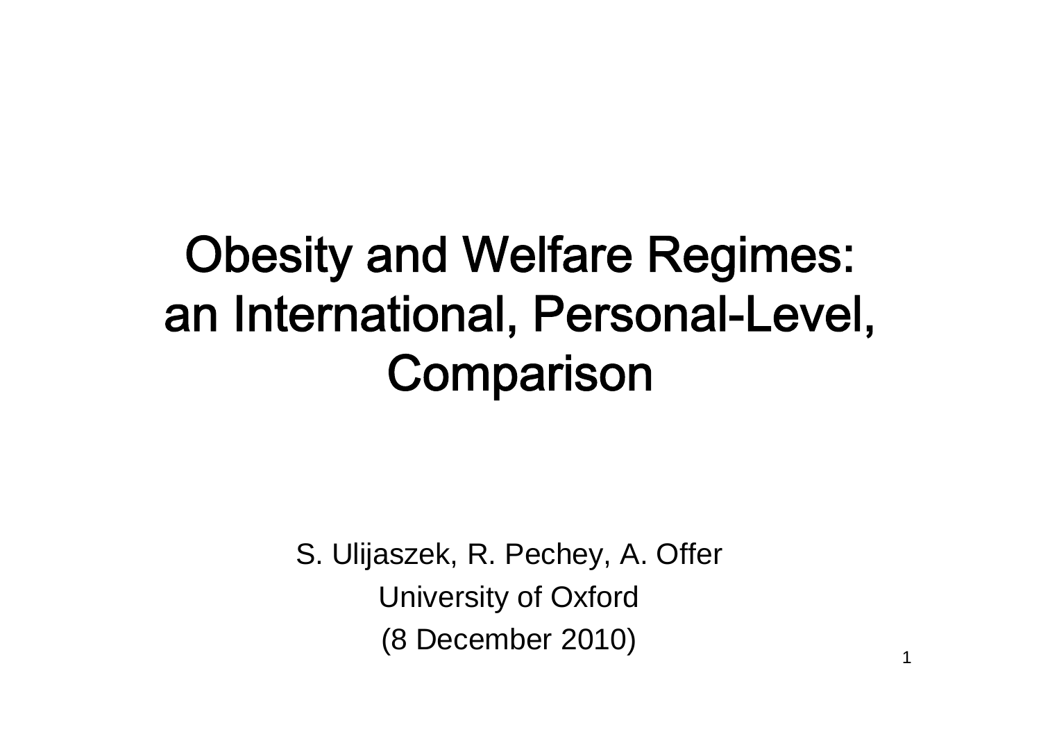# Obesity and Welfare Regimes: an International, Personal-Level, Comparison

S. Ulijaszek, R. Pechey, A. Offer

University of Oxford

(8 December 2010)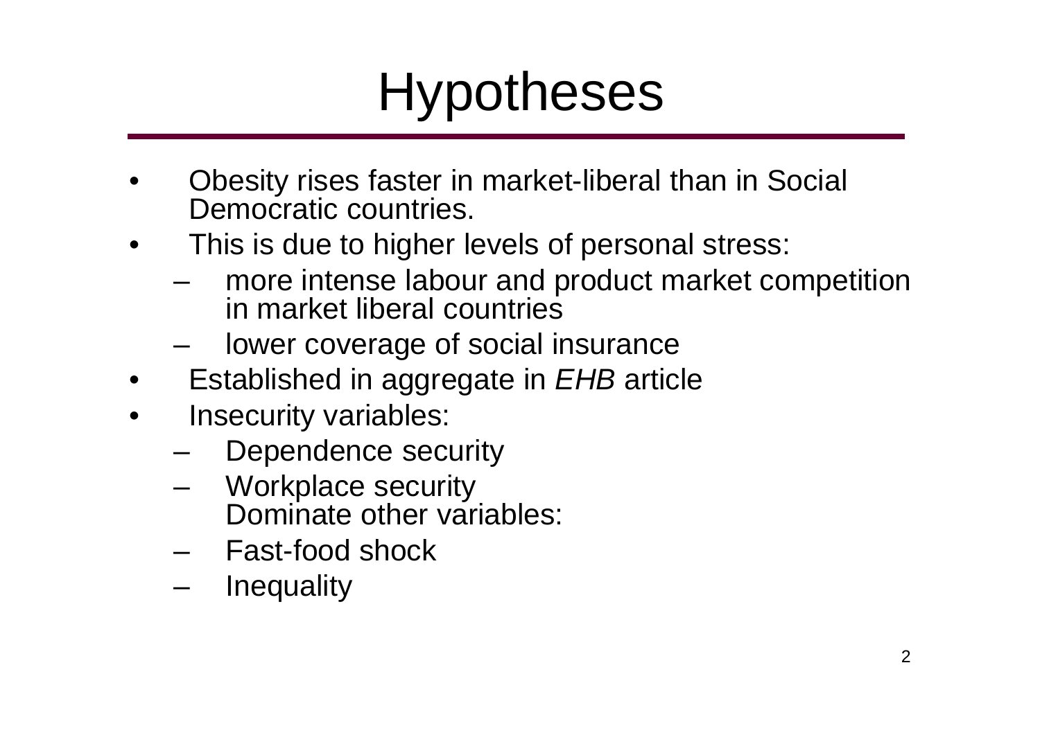# Hypotheses

- Obesity rises faster in market-liberal than in Social Democratic countries.
- This is due to higher levels of personal stress:
  - more intense labour and product market competition in market liberal countries
  - lower coverage of social insurance
- Established in aggregate in *EHB* article
- Insecurity variables:
  - Dependence security
  - Workplace security
    Dominate other variables:
  - Fast-food shock
  - Inequality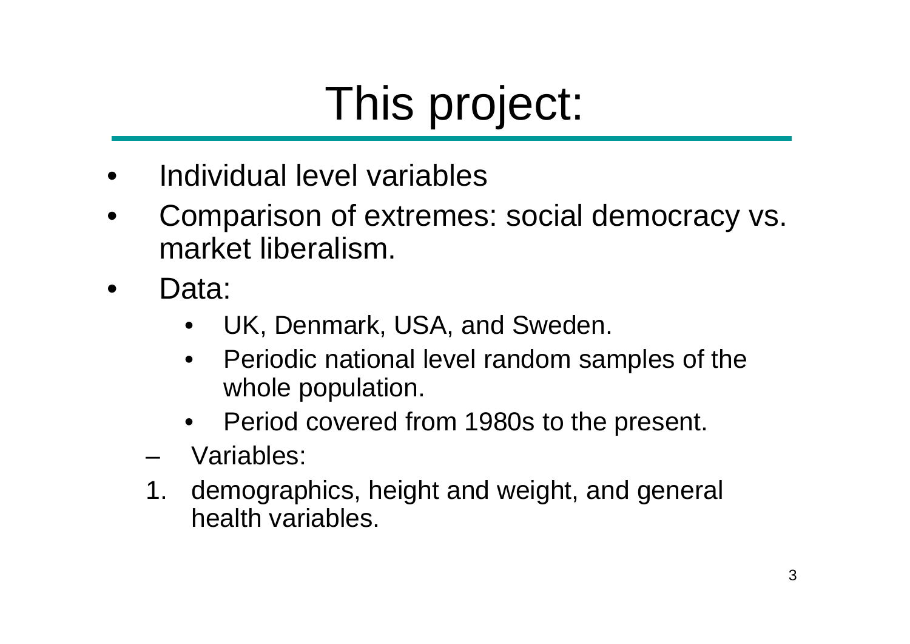# This project:

- Individual level variables
- Comparison of extremes: social democracy vs. market liberalism.
- Data:
    - UK, Denmark, USA, and Sweden.
    - Periodic national level random samples of the whole population.
    - Period covered from 1980s to the present.
  - Variables:
  1. demographics, height and weight, and general health variables.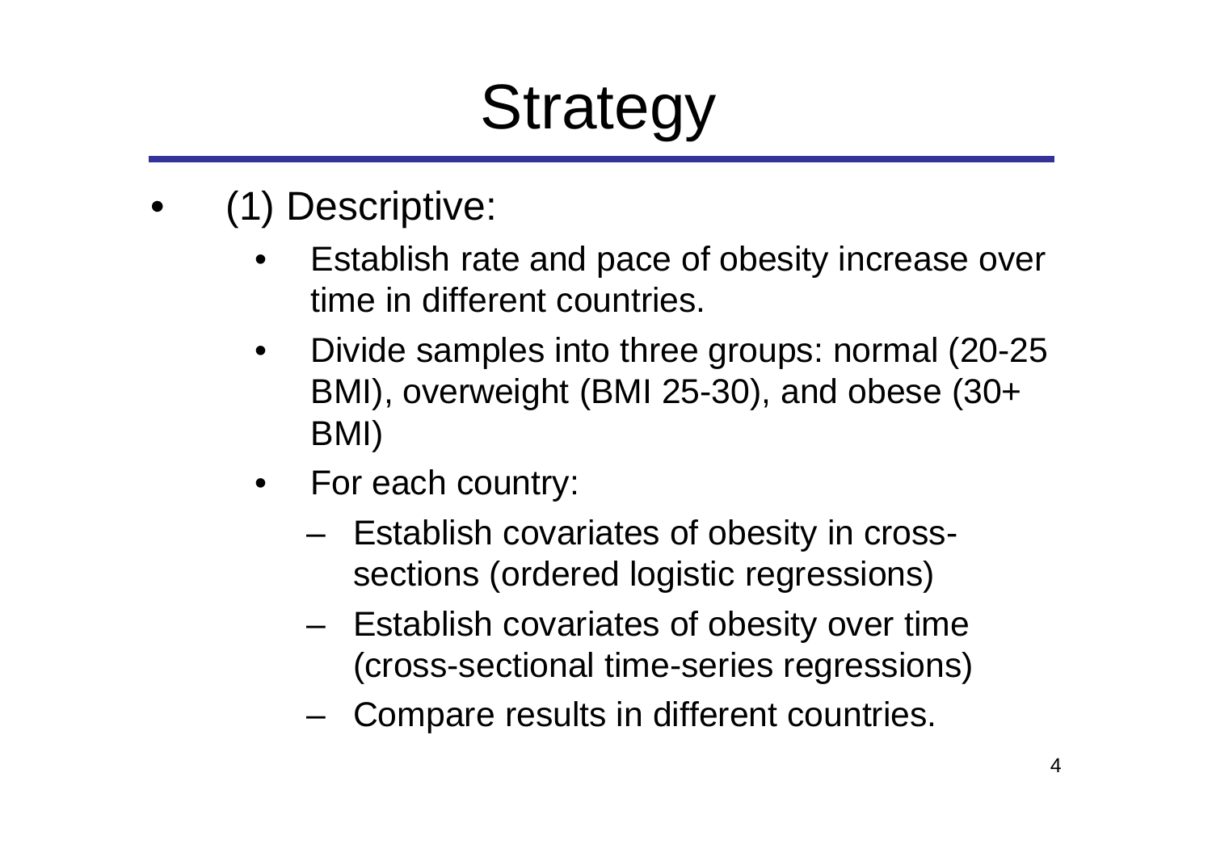# Strategy

- (1) Descriptive:
  - Establish rate and pace of obesity increase over time in different countries.
  - Divide samples into three groups: normal (20-25 BMI), overweight (BMI 25-30), and obese (30+ BMI)
  - For each country:
    - Establish covariates of obesity in cross-sections (ordered logistic regressions)
    - Establish covariates of obesity over time (cross-sectional time-series regressions)
    - Compare results in different countries.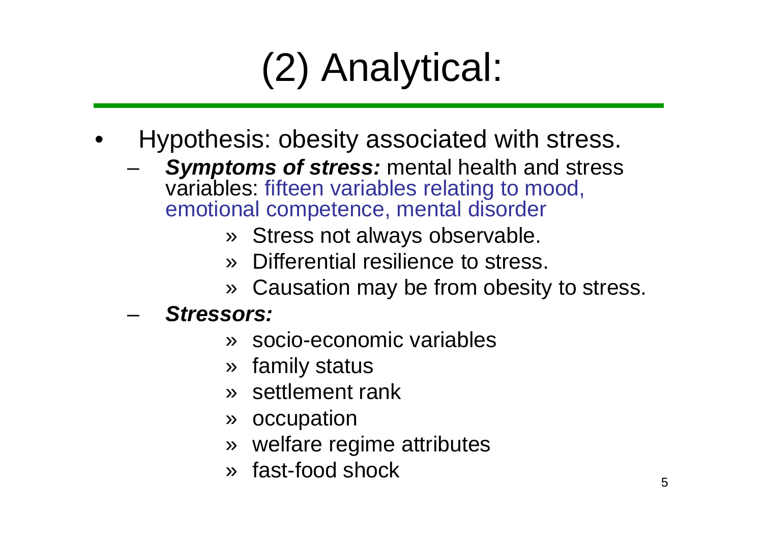# (2) Analytical:

- Hypothesis: obesity associated with stress.
  - ***Symptoms of stress:*** mental health and stress variables: fifteen variables relating to mood, emotional competence, mental disorder
    - » Stress not always observable.
    - » Differential resilience to stress.
    - » Causation may be from obesity to stress.
  - ***Stressors:***
    - » socio-economic variables
    - » family status
    - » settlement rank
    - » occupation
    - » welfare regime attributes
    - » fast-food shock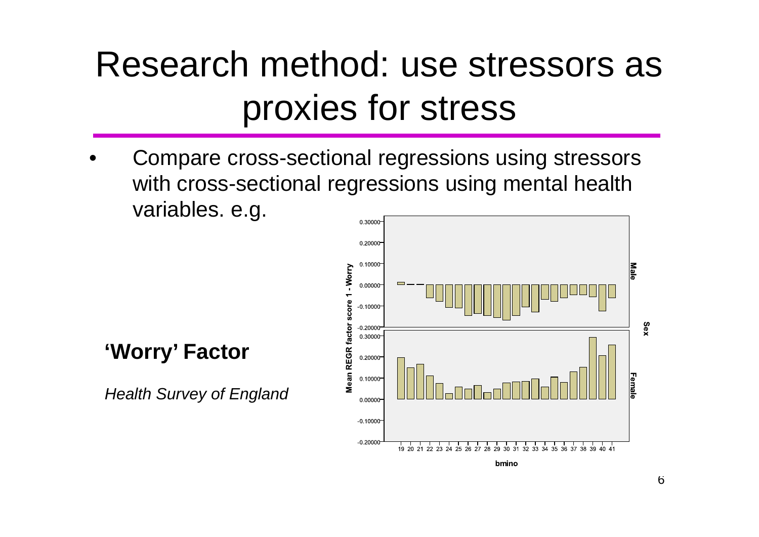# Research method: use stressors as proxies for stress

- Compare cross-sectional regressions using stressors with cross-sectional regressions using mental health variables. e.g.

**'Worry' Factor**

*Health Survey of England*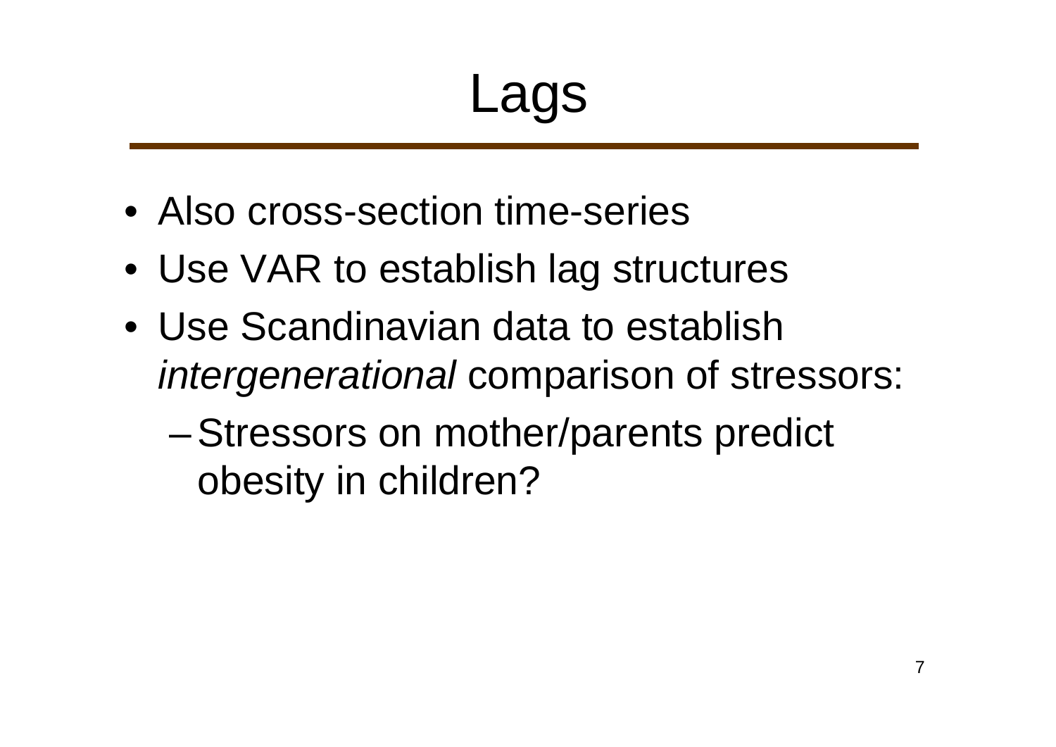# Lags

- Also cross-section time-series
- Use VAR to establish lag structures
- Use Scandinavian data to establish *intergenerational* comparison of stressors:
  - Stressors on mother/parents predict obesity in children?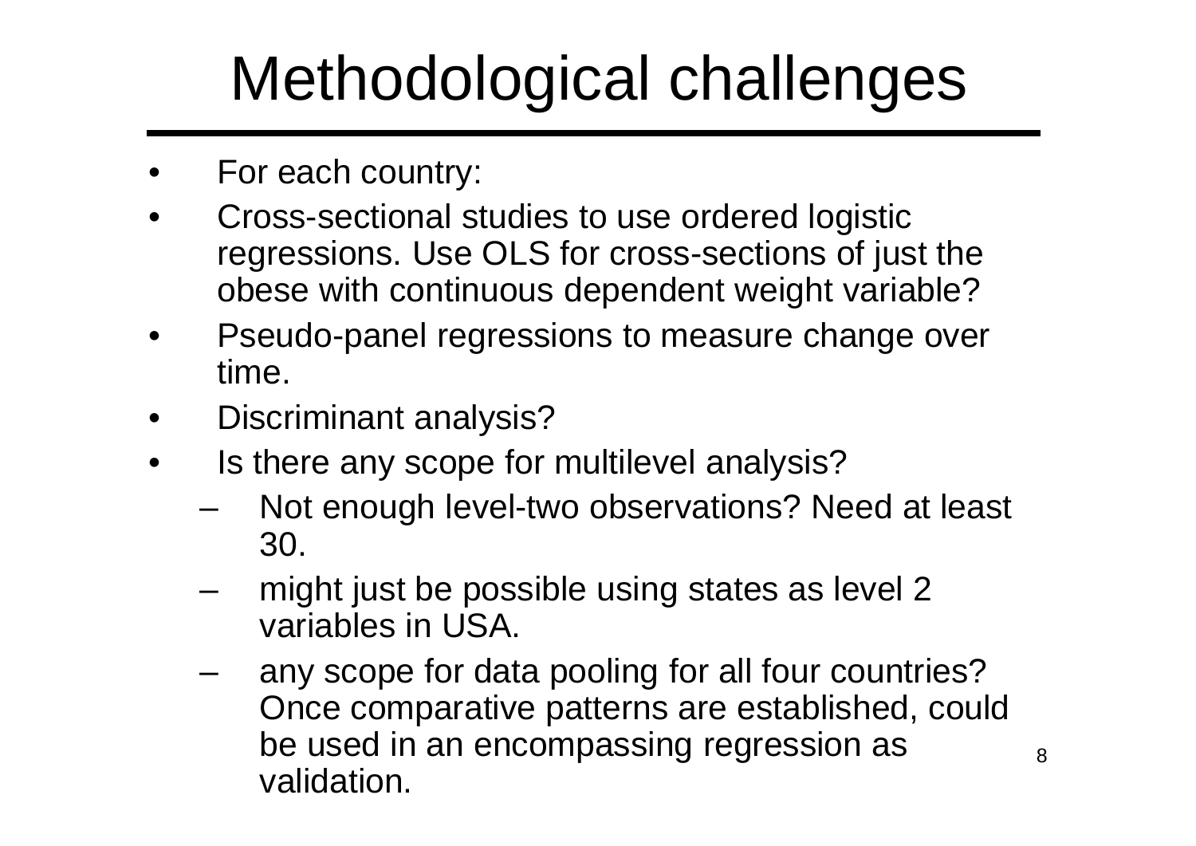# Methodological challenges

- For each country:
- Cross-sectional studies to use ordered logistic regressions. Use OLS for cross-sections of just the obese with continuous dependent weight variable?
- Pseudo-panel regressions to measure change over time.
- Discriminant analysis?
- Is there any scope for multilevel analysis?
  - Not enough level-two observations? Need at least 30.
  - might just be possible using states as level 2 variables in USA.
  - any scope for data pooling for all four countries? Once comparative patterns are established, could be used in an encompassing regression as validation.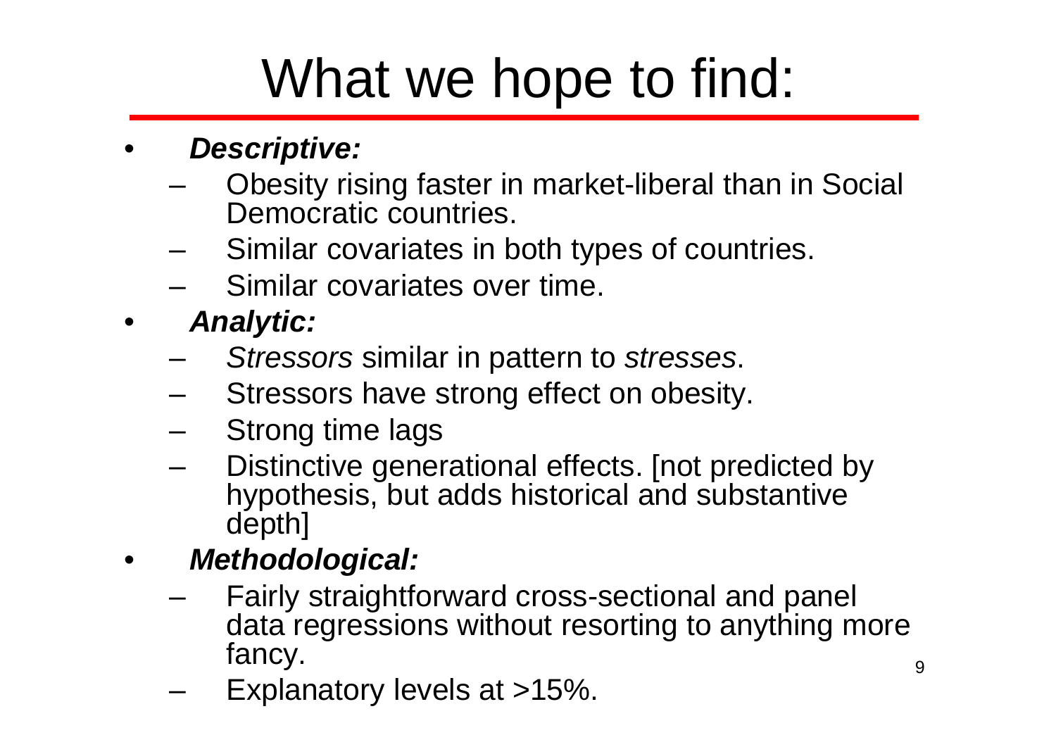# What we hope to find:

- ***Descriptive:***
  - Obesity rising faster in market-liberal than in Social Democratic countries.
  - Similar covariates in both types of countries.
  - Similar covariates over time.
- ***Analytic:***
  - *Stressors* similar in pattern to *stresses*.
  - Stressors have strong effect on obesity.
  - Strong time lags
  - Distinctive generational effects. [not predicted by hypothesis, but adds historical and substantive depth]
- ***Methodological:***
  - Fairly straightforward cross-sectional and panel data regressions without resorting to anything more fancy.
  - Explanatory levels at >15%.